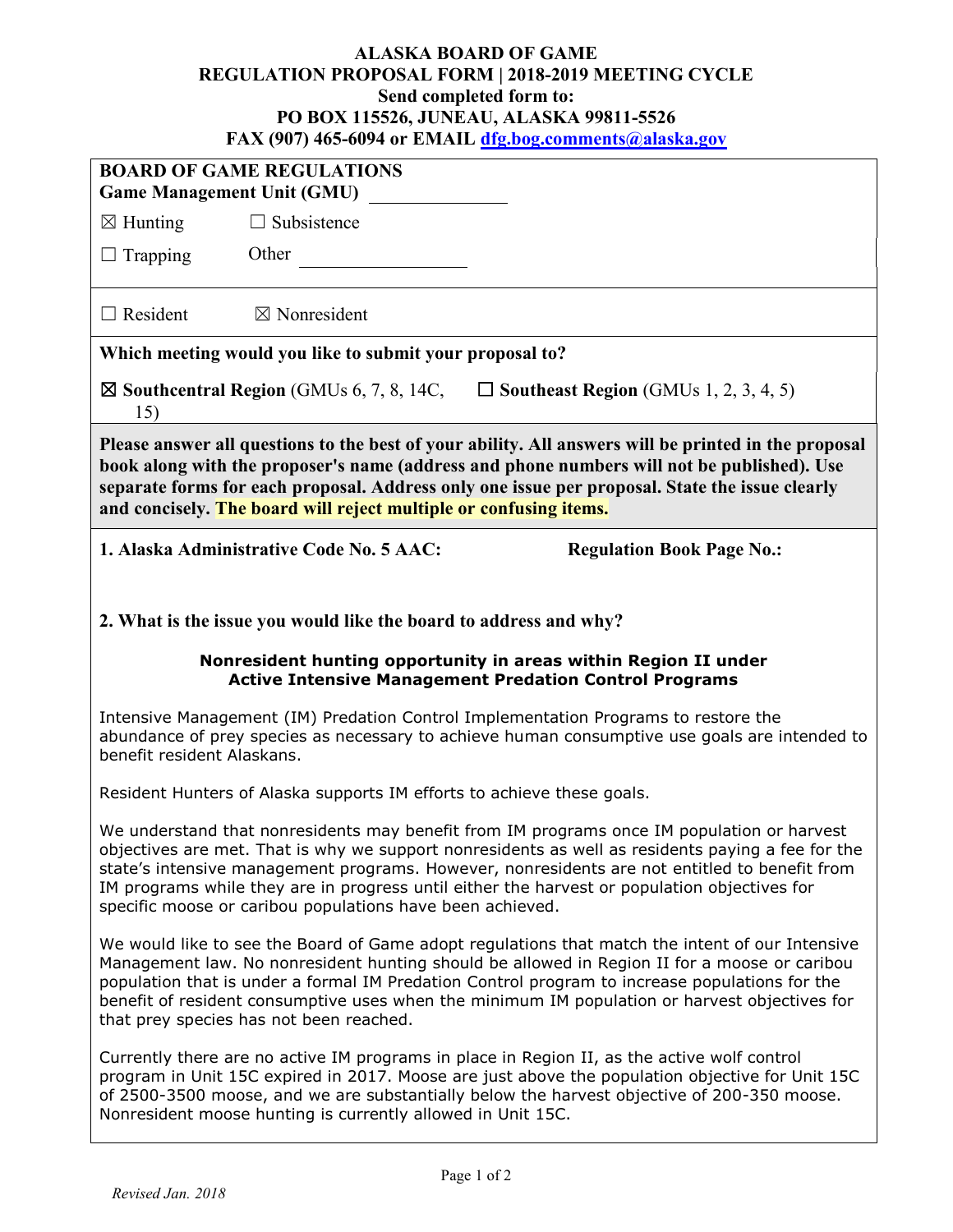**ALASKA BOARD OF GAME**
**REGULATION PROPOSAL FORM | 2018-2019 MEETING CYCLE**
**Send completed form to:**
**PO BOX 115526, JUNEAU, ALASKA 99811-5526**
**FAX (907) 465-6094 or EMAIL dfg.bog.comments@alaska.gov**

**BOARD OF GAME REGULATIONS**
**Game Management Unit (GMU)** \_\_\_\_\_\_\_\_\_\_\_\_\_\_

☒ Hunting ☐ Subsistence

☐ Trapping Other \_\_\_\_\_\_\_\_\_\_\_\_\_\_\_\_

☐ Resident ☒ Nonresident

**Which meeting would you like to submit your proposal to?**

☒ **Southcentral Region** (GMUs 6, 7, 8, 14C, 15) ☐ **Southeast Region** (GMUs 1, 2, 3, 4, 5)

**Please answer all questions to the best of your ability. All answers will be printed in the proposal book along with the proposer's name (address and phone numbers will not be published). Use separate forms for each proposal. Address only one issue per proposal. State the issue clearly and concisely. The board will reject multiple or confusing items.**

**1. Alaska Administrative Code No. 5 AAC:** **Regulation Book Page No.:**

**2. What is the issue you would like the board to address and why?**

**Nonresident hunting opportunity in areas within Region II under Active Intensive Management Predation Control Programs**

Intensive Management (IM) Predation Control Implementation Programs to restore the abundance of prey species as necessary to achieve human consumptive use goals are intended to benefit resident Alaskans.

Resident Hunters of Alaska supports IM efforts to achieve these goals.

We understand that nonresidents may benefit from IM programs once IM population or harvest objectives are met. That is why we support nonresidents as well as residents paying a fee for the state's intensive management programs. However, nonresidents are not entitled to benefit from IM programs while they are in progress until either the harvest or population objectives for specific moose or caribou populations have been achieved.

We would like to see the Board of Game adopt regulations that match the intent of our Intensive Management law. No nonresident hunting should be allowed in Region II for a moose or caribou population that is under a formal IM Predation Control program to increase populations for the benefit of resident consumptive uses when the minimum IM population or harvest objectives for that prey species has not been reached.

Currently there are no active IM programs in place in Region II, as the active wolf control program in Unit 15C expired in 2017. Moose are just above the population objective for Unit 15C of 2500-3500 moose, and we are substantially below the harvest objective of 200-350 moose. Nonresident moose hunting is currently allowed in Unit 15C.

*Revised Jan. 2018*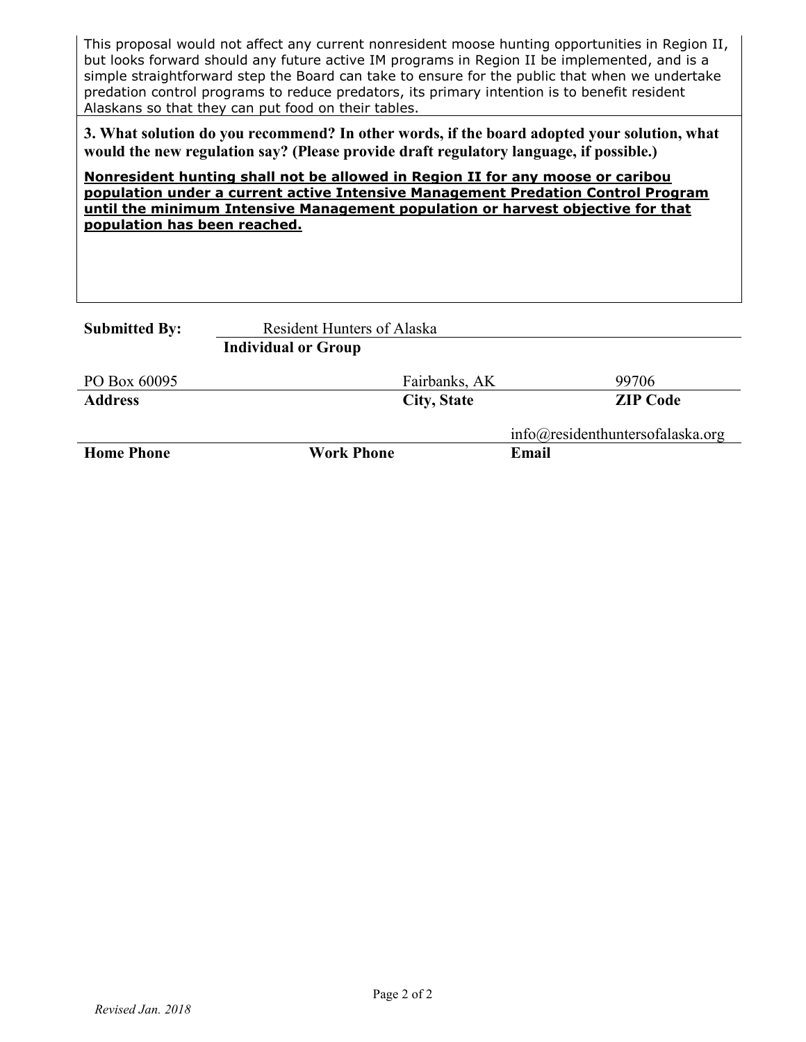This proposal would not affect any current nonresident moose hunting opportunities in Region II, but looks forward should any future active IM programs in Region II be implemented, and is a simple straightforward step the Board can take to ensure for the public that when we undertake predation control programs to reduce predators, its primary intention is to benefit resident Alaskans so that they can put food on their tables.

**3. What solution do you recommend? In other words, if the board adopted your solution, what would the new regulation say? (Please provide draft regulatory language, if possible.)**

**<u>Nonresident hunting shall not be allowed in Region II for any moose or caribou population under a current active Intensive Management Predation Control Program until the minimum Intensive Management population or harvest objective for that population has been reached.</u>**

**Submitted By:** Resident Hunters of Alaska
**Individual or Group**

| **Address** | **City, State** | **ZIP Code** |
| --- | --- | --- |
| PO Box 60095 | Fairbanks, AK | 99706 |

| **Home Phone** | **Work Phone** | **Email** |
| --- | --- | --- |
| | | info@residenthuntersofalaska.org |

*Revised Jan. 2018*